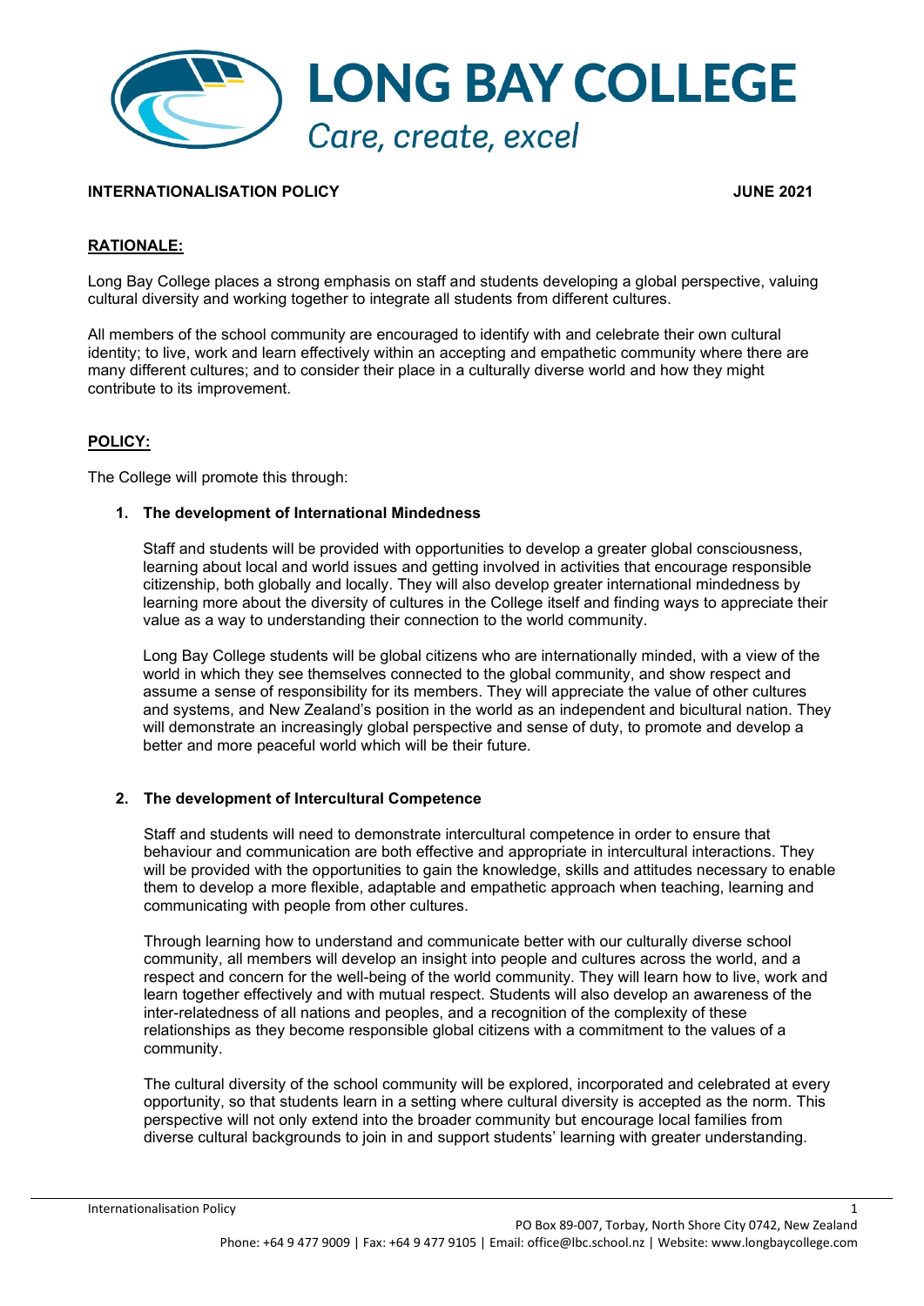# LONG BAY COLLEGE

*Care, create, excel*

**INTERNATIONALISATION POLICY** **JUNE 2021**

## RATIONALE:

Long Bay College places a strong emphasis on staff and students developing a global perspective, valuing cultural diversity and working together to integrate all students from different cultures.

All members of the school community are encouraged to identify with and celebrate their own cultural identity; to live, work and learn effectively within an accepting and empathetic community where there are many different cultures; and to consider their place in a culturally diverse world and how they might contribute to its improvement.

## POLICY:

The College will promote this through:

1. **The development of International Mindedness**

   Staff and students will be provided with opportunities to develop a greater global consciousness, learning about local and world issues and getting involved in activities that encourage responsible citizenship, both globally and locally. They will also develop greater international mindedness by learning more about the diversity of cultures in the College itself and finding ways to appreciate their value as a way to understanding their connection to the world community.

   Long Bay College students will be global citizens who are internationally minded, with a view of the world in which they see themselves connected to the global community, and show respect and assume a sense of responsibility for its members. They will appreciate the value of other cultures and systems, and New Zealand's position in the world as an independent and bicultural nation. They will demonstrate an increasingly global perspective and sense of duty, to promote and develop a better and more peaceful world which will be their future.

2. **The development of Intercultural Competence**

   Staff and students will need to demonstrate intercultural competence in order to ensure that behaviour and communication are both effective and appropriate in intercultural interactions. They will be provided with the opportunities to gain the knowledge, skills and attitudes necessary to enable them to develop a more flexible, adaptable and empathetic approach when teaching, learning and communicating with people from other cultures.

   Through learning how to understand and communicate better with our culturally diverse school community, all members will develop an insight into people and cultures across the world, and a respect and concern for the well-being of the world community. They will learn how to live, work and learn together effectively and with mutual respect. Students will also develop an awareness of the inter-relatedness of all nations and peoples, and a recognition of the complexity of these relationships as they become responsible global citizens with a commitment to the values of a community.

   The cultural diversity of the school community will be explored, incorporated and celebrated at every opportunity, so that students learn in a setting where cultural diversity is accepted as the norm. This perspective will not only extend into the broader community but encourage local families from diverse cultural backgrounds to join in and support students' learning with greater understanding.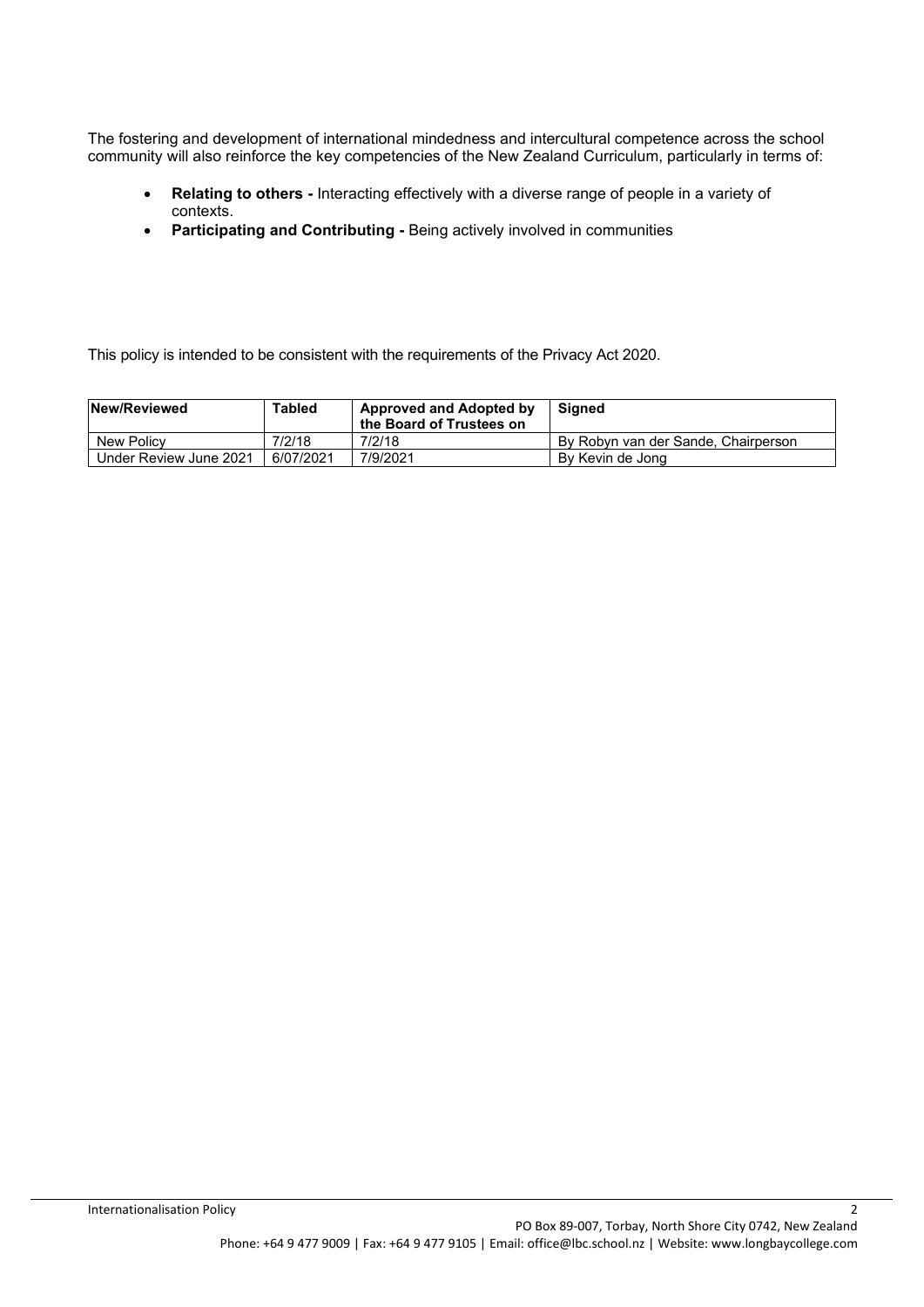The fostering and development of international mindedness and intercultural competence across the school community will also reinforce the key competencies of the New Zealand Curriculum, particularly in terms of:

- **Relating to others -** Interacting effectively with a diverse range of people in a variety of contexts.
- **Participating and Contributing -** Being actively involved in communities

This policy is intended to be consistent with the requirements of the Privacy Act 2020.

| New/Reviewed | Tabled | Approved and Adopted by the Board of Trustees on | Signed |
| --- | --- | --- | --- |
| New Policy | 7/2/18 | 7/2/18 | By Robyn van der Sande, Chairperson |
| Under Review June 2021 | 6/07/2021 | 7/9/2021 | By Kevin de Jong |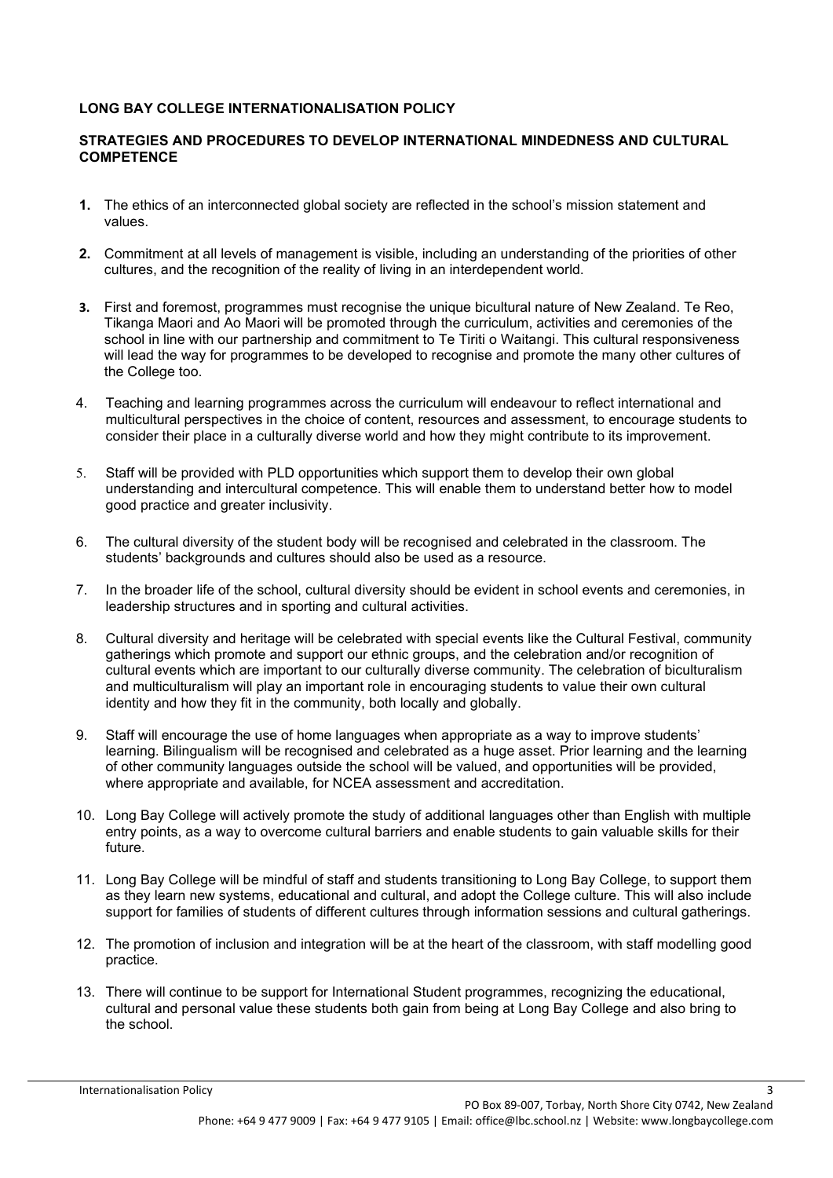**LONG BAY COLLEGE INTERNATIONALISATION POLICY**

**STRATEGIES AND PROCEDURES TO DEVELOP INTERNATIONAL MINDEDNESS AND CULTURAL COMPETENCE**

1. The ethics of an interconnected global society are reflected in the school's mission statement and values.

2. Commitment at all levels of management is visible, including an understanding of the priorities of other cultures, and the recognition of the reality of living in an interdependent world.

3. First and foremost, programmes must recognise the unique bicultural nature of New Zealand. Te Reo, Tikanga Maori and Ao Maori will be promoted through the curriculum, activities and ceremonies of the school in line with our partnership and commitment to Te Tiriti o Waitangi. This cultural responsiveness will lead the way for programmes to be developed to recognise and promote the many other cultures of the College too.

4. Teaching and learning programmes across the curriculum will endeavour to reflect international and multicultural perspectives in the choice of content, resources and assessment, to encourage students to consider their place in a culturally diverse world and how they might contribute to its improvement.

5. Staff will be provided with PLD opportunities which support them to develop their own global understanding and intercultural competence. This will enable them to understand better how to model good practice and greater inclusivity.

6. The cultural diversity of the student body will be recognised and celebrated in the classroom. The students' backgrounds and cultures should also be used as a resource.

7. In the broader life of the school, cultural diversity should be evident in school events and ceremonies, in leadership structures and in sporting and cultural activities.

8. Cultural diversity and heritage will be celebrated with special events like the Cultural Festival, community gatherings which promote and support our ethnic groups, and the celebration and/or recognition of cultural events which are important to our culturally diverse community. The celebration of biculturalism and multiculturalism will play an important role in encouraging students to value their own cultural identity and how they fit in the community, both locally and globally.

9. Staff will encourage the use of home languages when appropriate as a way to improve students' learning. Bilingualism will be recognised and celebrated as a huge asset. Prior learning and the learning of other community languages outside the school will be valued, and opportunities will be provided, where appropriate and available, for NCEA assessment and accreditation.

10. Long Bay College will actively promote the study of additional languages other than English with multiple entry points, as a way to overcome cultural barriers and enable students to gain valuable skills for their future.

11. Long Bay College will be mindful of staff and students transitioning to Long Bay College, to support them as they learn new systems, educational and cultural, and adopt the College culture. This will also include support for families of students of different cultures through information sessions and cultural gatherings.

12. The promotion of inclusion and integration will be at the heart of the classroom, with staff modelling good practice.

13. There will continue to be support for International Student programmes, recognizing the educational, cultural and personal value these students both gain from being at Long Bay College and also bring to the school.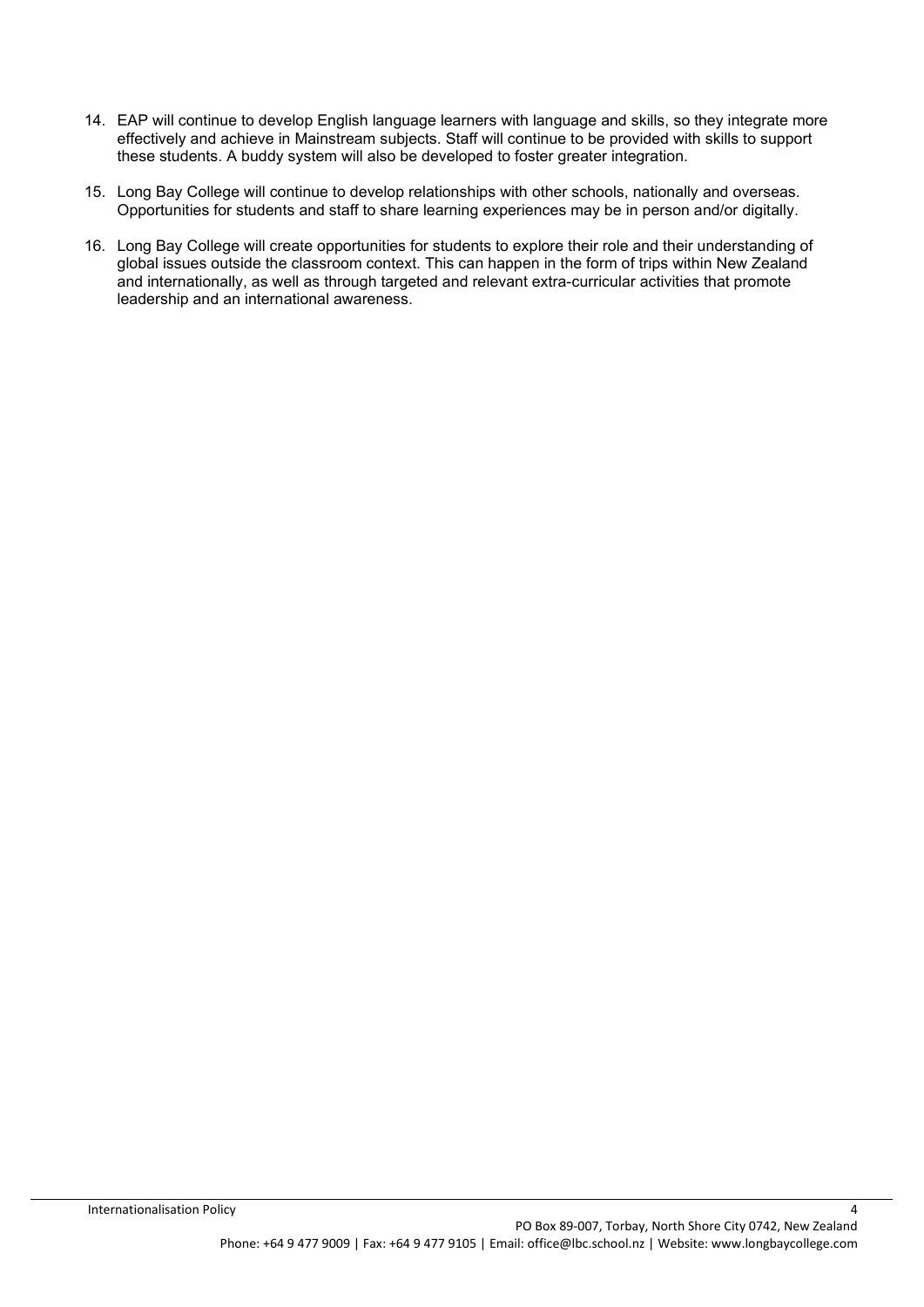14. EAP will continue to develop English language learners with language and skills, so they integrate more effectively and achieve in Mainstream subjects. Staff will continue to be provided with skills to support these students. A buddy system will also be developed to foster greater integration.

15. Long Bay College will continue to develop relationships with other schools, nationally and overseas. Opportunities for students and staff to share learning experiences may be in person and/or digitally.

16. Long Bay College will create opportunities for students to explore their role and their understanding of global issues outside the classroom context. This can happen in the form of trips within New Zealand and internationally, as well as through targeted and relevant extra-curricular activities that promote leadership and an international awareness.